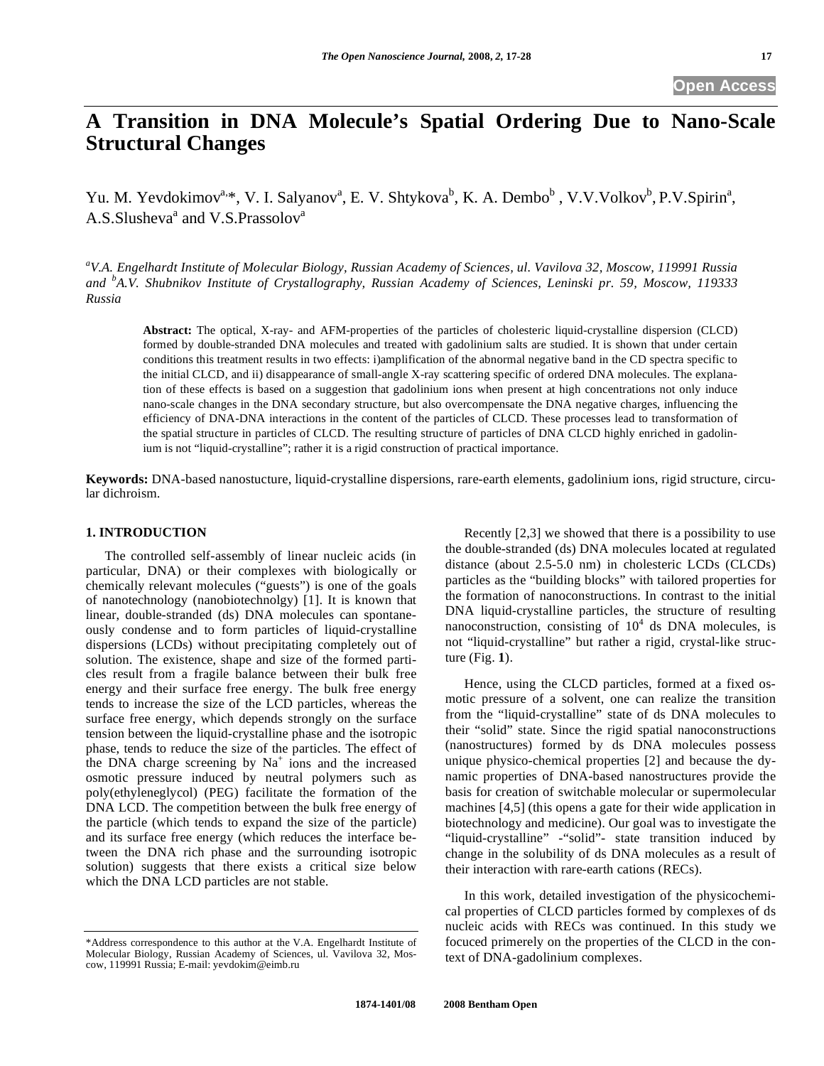# A Transition in DNA Molecule's Spatial Ordering Due to Nano-Scale Structural Changes

Yu. M. Yevdokimov[a,*], V. I. Salyanov[a], E. V. Shtykova[b], K. A. Dembo[b], V.V.Volkov[b], P.V.Spirin[a], A.S.Slusheva[a] and V.S.Prassolov[a]

[a]V.A. Engelhardt Institute of Molecular Biology, Russian Academy of Sciences, ul. Vavilova 32, Moscow, 119991 Russia and [b]A.V. Shubnikov Institute of Crystallography, Russian Academy of Sciences, Leninski pr. 59, Moscow, 119333 Russia

**Abstract:** The optical, X-ray- and AFM-properties of the particles of cholesteric liquid-crystalline dispersion (CLCD) formed by double-stranded DNA molecules and treated with gadolinium salts are studied. It is shown that under certain conditions this treatment results in two effects: i)amplification of the abnormal negative band in the CD spectra specific to the initial CLCD, and ii) disappearance of small-angle X-ray scattering specific of ordered DNA molecules. The explanation of these effects is based on a suggestion that gadolinium ions when present at high concentrations not only induce nano-scale changes in the DNA secondary structure, but also overcompensate the DNA negative charges, influencing the efficiency of DNA-DNA interactions in the content of the particles of CLCD. These processes lead to transformation of the spatial structure in particles of CLCD. The resulting structure of particles of DNA CLCD highly enriched in gadolinium is not "liquid-crystalline"; rather it is a rigid construction of practical importance.

**Keywords:** DNA-based nanostucture, liquid-crystalline dispersions, rare-earth elements, gadolinium ions, rigid structure, circular dichroism.

## 1. INTRODUCTION

The controlled self-assembly of linear nucleic acids (in particular, DNA) or their complexes with biologically or chemically relevant molecules ("guests") is one of the goals of nanotechnology (nanobiotechnolgy) [1]. It is known that linear, double-stranded (ds) DNA molecules can spontaneously condense and to form particles of liquid-crystalline dispersions (LCDs) without precipitating completely out of solution. The existence, shape and size of the formed particles result from a fragile balance between their bulk free energy and their surface free energy. The bulk free energy tends to increase the size of the LCD particles, whereas the surface free energy, which depends strongly on the surface tension between the liquid-crystalline phase and the isotropic phase, tends to reduce the size of the particles. The effect of the DNA charge screening by $Na^+$ ions and the increased osmotic pressure induced by neutral polymers such as poly(ethyleneglycol) (PEG) facilitate the formation of the DNA LCD. The competition between the bulk free energy of the particle (which tends to expand the size of the particle) and its surface free energy (which reduces the interface between the DNA rich phase and the surrounding isotropic solution) suggests that there exists a critical size below which the DNA LCD particles are not stable.

Recently [2,3] we showed that there is a possibility to use the double-stranded (ds) DNA molecules located at regulated distance (about 2.5-5.0 nm) in cholesteric LCDs (CLCDs) particles as the "building blocks" with tailored properties for the formation of nanoconstructions. In contrast to the initial DNA liquid-crystalline particles, the structure of resulting nanoconstruction, consisting of $10^4$ ds DNA molecules, is not "liquid-crystalline" but rather a rigid, crystal-like structure (Fig. **1**).

Hence, using the CLCD particles, formed at a fixed osmotic pressure of a solvent, one can realize the transition from the "liquid-crystalline" state of ds DNA molecules to their "solid" state. Since the rigid spatial nanoconstructions (nanostructures) formed by ds DNA molecules possess unique physico-chemical properties [2] and because the dynamic properties of DNA-based nanostructures provide the basis for creation of switchable molecular or supermolecular machines [4,5] (this opens a gate for their wide application in biotechnology and medicine). Our goal was to investigate the "liquid-crystalline" -"solid"- state transition induced by change in the solubility of ds DNA molecules as a result of their interaction with rare-earth cations (RECs).

In this work, detailed investigation of the physicochemical properties of CLCD particles formed by complexes of ds nucleic acids with RECs was continued. In this study we focuced primerely on the properties of the CLCD in the context of DNA-gadolinium complexes.

*Address correspondence to this author at the V.A. Engelhardt Institute of Molecular Biology, Russian Academy of Sciences, ul. Vavilova 32, Moscow, 119991 Russia; E-mail: yevdokim@eimb.ru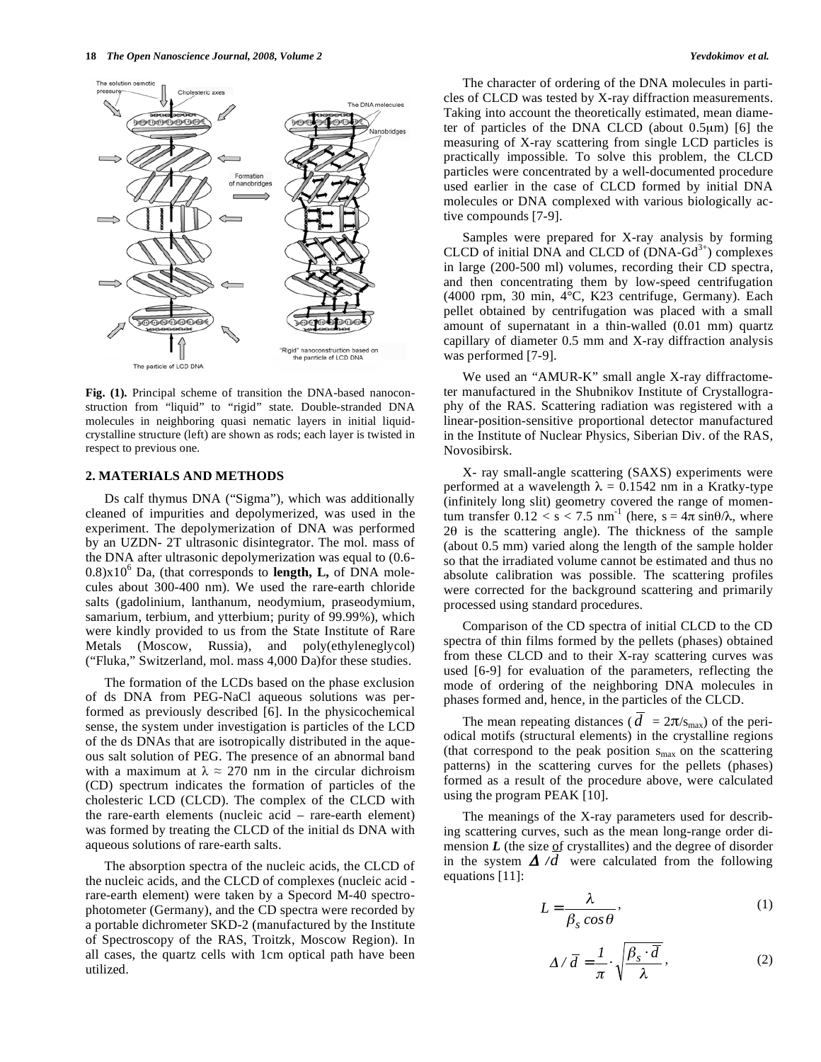Fig. (1). Principal scheme of transition the DNA-based nanoconstruction from "liquid" to "rigid" state. Double-stranded DNA molecules in neighboring quasi nematic layers in initial liquid-crystalline structure (left) are shown as rods; each layer is twisted in respect to previous one.

## 2. MATERIALS AND METHODS

Ds calf thymus DNA ("Sigma"), which was additionally cleaned of impurities and depolymerized, was used in the experiment. The depolymerization of DNA was performed by an UZDN- 2T ultrasonic disintegrator. The mol. mass of the DNA after ultrasonic depolymerization was equal to (0.6-0.8)x$10^6$ Da, (that corresponds to **length, L,** of DNA molecules about 300-400 nm). We used the rare-earth chloride salts (gadolinium, lanthanum, neodymium, praseodymium, samarium, terbium, and ytterbium; purity of 99.99%), which were kindly provided to us from the State Institute of Rare Metals (Moscow, Russia), and poly(ethyleneglycol) ("Fluka," Switzerland, mol. mass 4,000 Da)for these studies.

The formation of the LCDs based on the phase exclusion of ds DNA from PEG-NaCl aqueous solutions was performed as previously described [6]. In the physicochemical sense, the system under investigation is particles of the LCD of the ds DNAs that are isotropically distributed in the aqueous salt solution of PEG. The presence of an abnormal band with a maximum at $\lambda \approx 270$ nm in the circular dichroism (CD) spectrum indicates the formation of particles of the cholesteric LCD (CLCD). The complex of the CLCD with the rare-earth elements (nucleic acid – rare-earth element) was formed by treating the CLCD of the initial ds DNA with aqueous solutions of rare-earth salts.

The absorption spectra of the nucleic acids, the CLCD of the nucleic acids, and the CLCD of complexes (nucleic acid - rare-earth element) were taken by a Specord M-40 spectrophotometer (Germany), and the CD spectra were recorded by a portable dichrometer SKD-2 (manufactured by the Institute of Spectroscopy of the RAS, Troitzk, Moscow Region). In all cases, the quartz cells with 1cm optical path have been utilized.

The character of ordering of the DNA molecules in particles of CLCD was tested by X-ray diffraction measurements. Taking into account the theoretically estimated, mean diameter of particles of the DNA CLCD (about 0.5μm) [6] the measuring of X-ray scattering from single LCD particles is practically impossible. To solve this problem, the CLCD particles were concentrated by a well-documented procedure used earlier in the case of CLCD formed by initial DNA molecules or DNA complexed with various biologically active compounds [7-9].

Samples were prepared for X-ray analysis by forming CLCD of initial DNA and CLCD of (DNA-$Gd^{3+}$) complexes in large (200-500 ml) volumes, recording their CD spectra, and then concentrating them by low-speed centrifugation (4000 rpm, 30 min, 4°C, K23 centrifuge, Germany). Each pellet obtained by centrifugation was placed with a small amount of supernatant in a thin-walled (0.01 mm) quartz capillary of diameter 0.5 mm and X-ray diffraction analysis was performed [7-9].

We used an "AMUR-K" small angle X-ray diffractometer manufactured in the Shubnikov Institute of Crystallography of the RAS. Scattering radiation was registered with a linear-position-sensitive proportional detector manufactured in the Institute of Nuclear Physics, Siberian Div. of the RAS, Novosibirsk.

X- ray small-angle scattering (SAXS) experiments were performed at a wavelength $\lambda = 0.1542$ nm in a Kratky-type (infinitely long slit) geometry covered the range of momentum transfer $0.12 < s < 7.5$ nm$^{-1}$ (here, $s = 4\pi \sin\theta/\lambda$, where $2\theta$ is the scattering angle). The thickness of the sample (about 0.5 mm) varied along the length of the sample holder so that the irradiated volume cannot be estimated and thus no absolute calibration was possible. The scattering profiles were corrected for the background scattering and primarily processed using standard procedures.

Comparison of the CD spectra of initial CLCD to the CD spectra of thin films formed by the pellets (phases) obtained from these CLCD and to their X-ray scattering curves was used [6-9] for evaluation of the parameters, reflecting the mode of ordering of the neighboring DNA molecules in phases formed and, hence, in the particles of the CLCD.

The mean repeating distances ($\overline{d} = 2\pi/s_{max}$) of the periodical motifs (structural elements) in the crystalline regions (that correspond to the peak position $s_{max}$ on the scattering patterns) in the scattering curves for the pellets (phases) formed as a result of the procedure above, were calculated using the program PEAK [10].

The meanings of the X-ray parameters used for describing scattering curves, such as the mean long-range order dimension $L$ (the size of crystallites) and the degree of disorder in the system $\Delta/\overline{d}$ were calculated from the following equations [11]:

$$L = \frac{\lambda}{\beta_s \cos\theta}, \tag{1}$$

$$\Delta/\overline{d} = \frac{1}{\pi} \cdot \sqrt{\frac{\beta_s \cdot \overline{d}}{\lambda}}, \tag{2}$$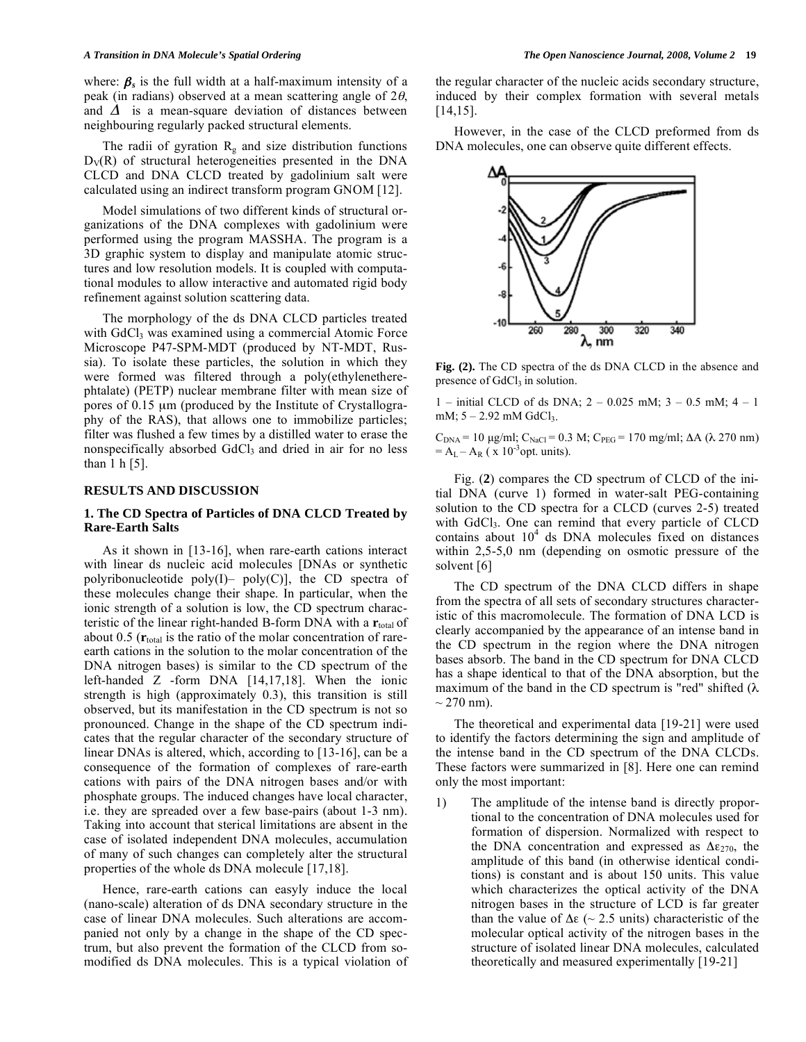where: $\beta_s$ is the full width at a half-maximum intensity of a peak (in radians) observed at a mean scattering angle of $2\theta$, and $\Delta$ is a mean-square deviation of distances between neighbouring regularly packed structural elements.

The radii of gyration $R_g$ and size distribution functions $D_V(R)$ of structural heterogeneities presented in the DNA CLCD and DNA CLCD treated by gadolinium salt were calculated using an indirect transform program GNOM [12].

Model simulations of two different kinds of structural organizations of the DNA complexes with gadolinium were performed using the program MASSHA. The program is a 3D graphic system to display and manipulate atomic structures and low resolution models. It is coupled with computational modules to allow interactive and automated rigid body refinement against solution scattering data.

The morphology of the ds DNA CLCD particles treated with $GdCl_3$ was examined using a commercial Atomic Force Microscope P47-SPM-MDT (produced by NT-MDT, Russia). To isolate these particles, the solution in which they were formed was filtered through a poly(ethylenetherephtalate) (PETP) nuclear membrane filter with mean size of pores of 0.15 μm (produced by the Institute of Crystallography of the RAS), that allows one to immobilize particles; filter was flushed a few times by a distilled water to erase the nonspecifically absorbed $GdCl_3$ and dried in air for no less than 1 h [5].

## RESULTS AND DISCUSSION

### 1. The CD Spectra of Particles of DNA CLCD Treated by Rare-Earth Salts

As it shown in [13-16], when rare-earth cations interact with linear ds nucleic acid molecules [DNAs or synthetic polyribonucleotide poly(I)– poly(C)], the CD spectra of these molecules change their shape. In particular, when the ionic strength of a solution is low, the CD spectrum characteristic of the linear right-handed B-form DNA with a $\mathbf{r}_{total}$ of about 0.5 ($\mathbf{r}_{total}$ is the ratio of the molar concentration of rare-earth cations in the solution to the molar concentration of the DNA nitrogen bases) is similar to the CD spectrum of the left-handed Z -form DNA [14,17,18]. When the ionic strength is high (approximately 0.3), this transition is still observed, but its manifestation in the CD spectrum is not so pronounced. Change in the shape of the CD spectrum indicates that the regular character of the secondary structure of linear DNAs is altered, which, according to [13-16], can be a consequence of the formation of complexes of rare-earth cations with pairs of the DNA nitrogen bases and/or with phosphate groups. The induced changes have local character, i.e. they are spreaded over a few base-pairs (about 1-3 nm). Taking into account that sterical limitations are absent in the case of isolated independent DNA molecules, accumulation of many of such changes can completely alter the structural properties of the whole ds DNA molecule [17,18].

Hence, rare-earth cations can easyly induce the local (nano-scale) alteration of ds DNA secondary structure in the case of linear DNA molecules. Such alterations are accompanied not only by a change in the shape of the CD spectrum, but also prevent the formation of the CLCD from so-modified ds DNA molecules. This is a typical violation of the regular character of the nucleic acids secondary structure, induced by their complex formation with several metals [14,15].

However, in the case of the CLCD preformed from ds DNA molecules, one can observe quite different effects.

**Fig. (2).** The CD spectra of the ds DNA CLCD in the absence and presence of $GdCl_3$ in solution.

1 – initial CLCD of ds DNA; 2 – 0.025 mM; 3 – 0.5 mM; 4 – 1 mM; 5 – 2.92 mM $GdCl_3$.

$C_{DNA}$ = 10 μg/ml; $C_{NaCl}$ = 0.3 M; $C_{PEG}$ = 170 mg/ml; $\Delta A$ (λ 270 nm) = $A_L - A_R$ ( x $10^{-3}$opt. units).

Fig. (**2**) compares the CD spectrum of CLCD of the initial DNA (curve 1) formed in water-salt PEG-containing solution to the CD spectra for a CLCD (curves 2-5) treated with $GdCl_3$. One can remind that every particle of CLCD contains about $10^4$ ds DNA molecules fixed on distances within 2,5-5,0 nm (depending on osmotic pressure of the solvent [6]

The CD spectrum of the DNA CLCD differs in shape from the spectra of all sets of secondary structures characteristic of this macromolecule. The formation of DNA LCD is clearly accompanied by the appearance of an intense band in the CD spectrum in the region where the DNA nitrogen bases absorb. The band in the CD spectrum for DNA CLCD has a shape identical to that of the DNA absorption, but the maximum of the band in the CD spectrum is "red" shifted (λ ~ 270 nm).

The theoretical and experimental data [19-21] were used to identify the factors determining the sign and amplitude of the intense band in the CD spectrum of the DNA CLCDs. These factors were summarized in [8]. Here one can remind only the most important:

1) The amplitude of the intense band is directly proportional to the concentration of DNA molecules used for formation of dispersion. Normalized with respect to the DNA concentration and expressed as $\Delta\varepsilon_{270}$, the amplitude of this band (in otherwise identical conditions) is constant and is about 150 units. This value which characterizes the optical activity of the DNA nitrogen bases in the structure of LCD is far greater than the value of $\Delta\varepsilon$ (~ 2.5 units) characteristic of the molecular optical activity of the nitrogen bases in the structure of isolated linear DNA molecules, calculated theoretically and measured experimentally [19-21]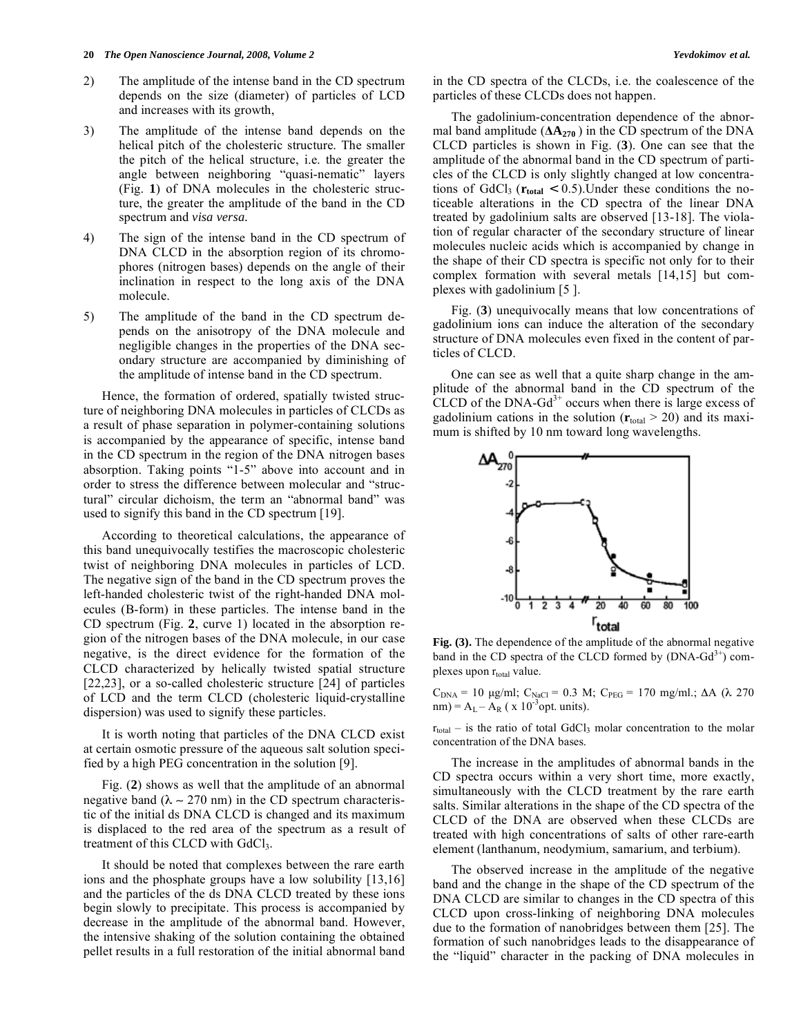2) The amplitude of the intense band in the CD spectrum depends on the size (diameter) of particles of LCD and increases with its growth,

3) The amplitude of the intense band depends on the helical pitch of the cholesteric structure. The smaller the pitch of the helical structure, i.e. the greater the angle between neighboring "quasi-nematic" layers (Fig. **1**) of DNA molecules in the cholesteric structure, the greater the amplitude of the band in the CD spectrum and *visa versa*.

4) The sign of the intense band in the CD spectrum of DNA CLCD in the absorption region of its chromophores (nitrogen bases) depends on the angle of their inclination in respect to the long axis of the DNA molecule.

5) The amplitude of the band in the CD spectrum depends on the anisotropy of the DNA molecule and negligible changes in the properties of the DNA secondary structure are accompanied by diminishing of the amplitude of intense band in the CD spectrum.

Hence, the formation of ordered, spatially twisted structure of neighboring DNA molecules in particles of CLCDs as a result of phase separation in polymer-containing solutions is accompanied by the appearance of specific, intense band in the CD spectrum in the region of the DNA nitrogen bases absorption. Taking points "1-5" above into account and in order to stress the difference between molecular and "structural" circular dichoism, the term an "abnormal band" was used to signify this band in the CD spectrum [19].

According to theoretical calculations, the appearance of this band unequivocatly testifies the macroscopic cholesteric twist of neighboring DNA molecules in particles of LCD. The negative sign of the band in the CD spectrum proves the left-handed cholesteric twist of the right-handed DNA molecules (B-form) in these particles. The intense band in the CD spectrum (Fig. **2**, curve 1) located in the absorption region of the nitrogen bases of the DNA molecule, in our case negative, is the direct evidence for the formation of the CLCD characterized by helically twisted spatial structure [22,23], or a so-called cholesteric structure [24] of particles of LCD and the term CLCD (cholesteric liquid-crystalline dispersion) was used to signify these particles.

It is worth noting that particles of the DNA CLCD exist at certain osmotic pressure of the aqueous salt solution specified by a high PEG concentration in the solution [9].

Fig. (**2**) shows as well that the amplitude of an abnormal negative band ($\lambda \sim 270$ nm) in the CD spectrum characteristic of the initial ds DNA CLCD is changed and its maximum is displaced to the red area of the spectrum as a result of treatment of this CLCD with $GdCl_3$.

It should be noted that complexes between the rare earth ions and the phosphate groups have a low solubility [13,16] and the particles of the ds DNA CLCD treated by these ions begin slowly to precipitate. This process is accompanied by decrease in the amplitude of the abnormal band. However, the intensive shaking of the solution containing the obtained pellet results in a full restoration of the initial abnormal band in the CD spectra of the CLCDs, i.e. the coalescence of the particles of these CLCDs does not happen.

The gadolinium-concentration dependence of the abnormal band amplitude (**$\Delta A_{270}$**) in the CD spectrum of the DNA CLCD particles is shown in Fig. (**3**). One can see that the amplitude of the abnormal band in the CD spectrum of particles of the CLCD is only slightly changed at low concentrations of $GdCl_3$ (**$r_{total}$** $< 0.5$).Under these conditions the noticeable alterations in the CD spectra of the linear DNA treated by gadolinium salts are observed [13-18]. The violation of regular character of the secondary structure of linear molecules nucleic acids which is accompanied by change in the shape of their CD spectra is specific not only for to their complex formation with several metals [14,15] but complexes with gadolinium [5 ].

Fig. (**3**) unequivocally means that low concentrations of gadolinium ions can induce the alteration of the secondary structure of DNA molecules even fixed in the content of particles of CLCD.

One can see as well that a quite sharp change in the amplitude of the abnormal band in the CD spectrum of the CLCD of the DNA-$Gd^{3+}$ occurs when there is large excess of gadolinium cations in the solution (**$r_{total}$** $> 20$) and its maximum is shifted by 10 nm toward long wavelengths.

**Fig. (3).** The dependence of the amplitude of the abnormal negative band in the CD spectra of the CLCD formed by (DNA-$Gd^{3+}$) complexes upon $r_{total}$ value.

$C_{DNA}$ = 10 μg/ml; $C_{NaCl}$ = 0.3 M; $C_{PEG}$ = 170 mg/ml.; $\Delta A$ ($\lambda$ 270 nm) = $A_L - A_R$ ( x $10^{-3}$opt. units).

$r_{total}$ – is the ratio of total $GdCl_3$ molar concentration to the molar concentration of the DNA bases.

The increase in the amplitudes of abnormal bands in the CD spectra occurs within a very short time, more exactly, simultaneously with the CLCD treatment by the rare earth salts. Similar alterations in the shape of the CD spectra of the CLCD of the DNA are observed when these CLCDs are treated with high concentrations of salts of other rare-earth element (lanthanum, neodymium, samarium, and terbium).

The observed increase in the amplitude of the negative band and the change in the shape of the CD spectrum of the DNA CLCD are similar to changes in the CD spectra of this CLCD upon cross-linking of neighboring DNA molecules due to the formation of nanobridges between them [25]. The formation of such nanobridges leads to the disappearance of the "liquid" character in the packing of DNA molecules in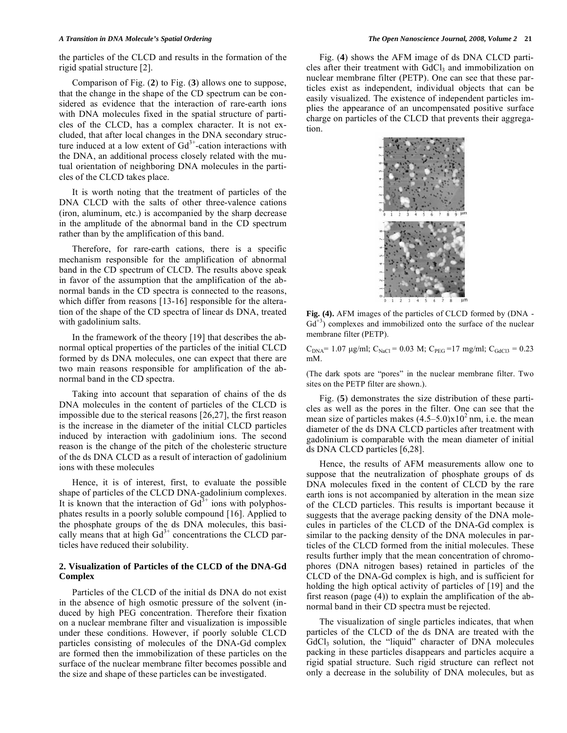the particles of the CLCD and results in the formation of the rigid spatial structure [2].

Comparison of Fig. (**2**) to Fig. (**3**) allows one to suppose, that the change in the shape of the CD spectrum can be considered as evidence that the interaction of rare-earth ions with DNA molecules fixed in the spatial structure of particles of the CLCD, has a complex character. It is not excluded, that after local changes in the DNA secondary structure induced at a low extent of $Gd^{3+}$-cation interactions with the DNA, an additional process closely related with the mutual orientation of neighboring DNA molecules in the particles of the CLCD takes place.

It is worth noting that the treatment of particles of the DNA CLCD with the salts of other three-valence cations (iron, aluminum, etc.) is accompanied by the sharp decrease in the amplitude of the abnormal band in the CD spectrum rather than by the amplification of this band.

Therefore, for rare-earth cations, there is a specific mechanism responsible for the amplification of abnormal band in the CD spectrum of CLCD. The results above speak in favor of the assumption that the amplification of the abnormal bands in the CD spectra is connected to the reasons, which differ from reasons [13-16] responsible for the alteration of the shape of the CD spectra of linear ds DNA, treated with gadolinium salts.

In the framework of the theory [19] that describes the abnormal optical properties of the particles of the initial CLCD formed by ds DNA molecules, one can expect that there are two main reasons responsible for amplification of the abnormal band in the CD spectra.

Taking into account that separation of chains of the ds DNA molecules in the content of particles of the CLCD is impossible due to the sterical reasons [26,27], the first reason is the increase in the diameter of the initial CLCD particles induced by interaction with gadolinium ions. The second reason is the change of the pitch of the cholesteric structure of the ds DNA CLCD as a result of interaction of gadolinium ions with these molecules

Hence, it is of interest, first, to evaluate the possible shape of particles of the CLCD DNA-gadolinium complexes. It is known that the interaction of $Gd^{3+}$ ions with polyphosphates results in a poorly soluble compound [16]. Applied to the phosphate groups of the ds DNA molecules, this basically means that at high $Gd^{3+}$ concentrations the CLCD particles have reduced their solubility.

## 2. Visualization of Particles of the CLCD of the DNA-Gd Complex

Particles of the CLCD of the initial ds DNA do not exist in the absence of high osmotic pressure of the solvent (induced by high PEG concentration. Therefore their fixation on a nuclear membrane filter and visualization is impossible under these conditions. However, if poorly soluble CLCD particles consisting of molecules of the DNA-Gd complex are formed then the immobilization of these particles on the surface of the nuclear membrane filter becomes possible and the size and shape of these particles can be investigated.

Fig. (**4**) shows the AFM image of ds DNA CLCD particles after their treatment with $GdCl_3$ and immobilization on nuclear membrane filter (PETP). One can see that these particles exist as independent, individual objects that can be easily visualized. The existence of independent particles implies the appearance of an uncompensated positive surface charge on particles of the CLCD that prevents their aggregation.

**Fig. (4).** AFM images of the particles of CLCD formed by (DNA - $Gd^{+3}$) complexes and immobilized onto the surface of the nuclear membrane filter (PETP).

$C_{DNA}$= 1.07 μg/ml; $C_{NaCl}$ = 0.03 M; $C_{PEG}$ =17 mg/ml; $C_{GdCl3}$ = 0.23 mM.

(The dark spots are "pores" in the nuclear membrane filter. Two sites on the PETP filter are shown.).

Fig. (**5**) demonstrates the size distribution of these particles as well as the pores in the filter. One can see that the mean size of particles makes $(4.5–5.0)x10^2$ nm, i.e. the mean diameter of the ds DNA CLCD particles after treatment with gadolinium is comparable with the mean diameter of initial ds DNA CLCD particles [6,28].

Hence, the results of AFM measurements allow one to suppose that the neutralization of phosphate groups of ds DNA molecules fixed in the content of CLCD by the rare earth ions is not accompanied by alteration in the mean size of the CLCD particles. This results is important because it suggests that the average packing density of the DNA molecules in particles of the CLCD of the DNA-Gd complex is similar to the packing density of the DNA molecules in particles of the CLCD formed from the initial molecules. These results further imply that the mean concentration of chromophores (DNA nitrogen bases) retained in particles of the CLCD of the DNA-Gd complex is high, and is sufficient for holding the high optical activity of particles of [19] and the first reason (page (4)) to explain the amplification of the abnormal band in their CD spectra must be rejected.

The visualization of single particles indicates, that when particles of the CLCD of the ds DNA are treated with the $GdCl_3$ solution, the "liquid" character of DNA molecules packing in these particles disappears and particles acquire a rigid spatial structure. Such rigid structure can reflect not only a decrease in the solubility of DNA molecules, but as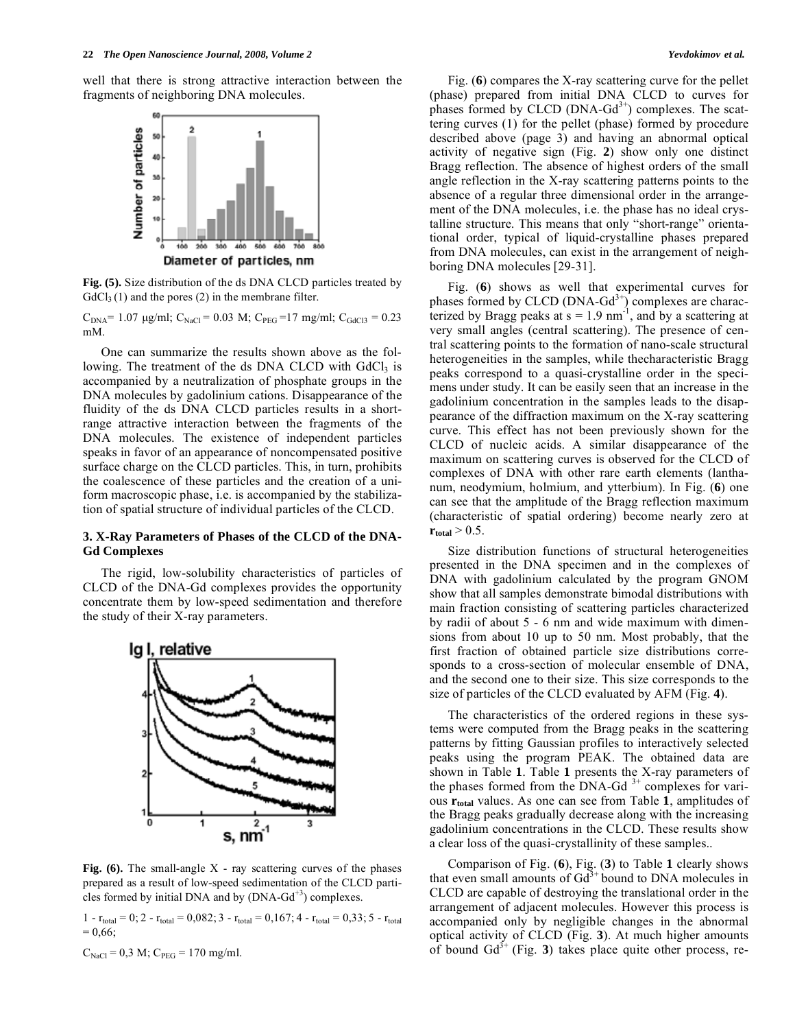well that there is strong attractive interaction between the fragments of neighboring DNA molecules.

**Fig. (5).** Size distribution of the ds DNA CLCD particles treated by $GdCl_3$ (1) and the pores (2) in the membrane filter.

$C_{DNA}$= 1.07 µg/ml; $C_{NaCl}$ = 0.03 M; $C_{PEG}$ =17 mg/ml; $C_{GdCl3}$ = 0.23 mM.

One can summarize the results shown above as the following. The treatment of the ds DNA CLCD with $GdCl_3$ is accompanied by a neutralization of phosphate groups in the DNA molecules by gadolinium cations. Disappearance of the fluidity of the ds DNA CLCD particles results in a short-range attractive interaction between the fragments of the DNA molecules. The existence of independent particles speaks in favor of an appearance of noncompensated positive surface charge on the CLCD particles. This, in turn, prohibits the coalescence of these particles and the creation of a uniform macroscopic phase, i.e. is accompanied by the stabilization of spatial structure of individual particles of the CLCD.

### 3. X-Ray Parameters of Phases of the CLCD of the DNA-Gd Complexes

The rigid, low-solubility characteristics of particles of CLCD of the DNA-Gd complexes provides the opportunity concentrate them by low-speed sedimentation and therefore the study of their X-ray parameters.

**Fig. (6).** The small-angle X - ray scattering curves of the phases prepared as a result of low-speed sedimentation of the CLCD particles formed by initial DNA and by (DNA-$Gd^{+3}$) complexes.

1 - $r_{total}$ = 0; 2 - $r_{total}$ = 0,082; 3 - $r_{total}$ = 0,167; 4 - $r_{total}$ = 0,33; 5 - $r_{total}$ = 0,66;

$C_{NaCl}$ = 0,3 M; $C_{PEG}$ = 170 mg/ml.

Fig. (**6**) compares the X-ray scattering curve for the pellet (phase) prepared from initial DNA CLCD to curves for phases formed by CLCD (DNA-$Gd^{3+}$) complexes. The scattering curves (1) for the pellet (phase) formed by procedure described above (page 3) and having an abnormal optical activity of negative sign (Fig. **2**) show only one distinct Bragg reflection. The absence of highest orders of the small angle reflection in the X-ray scattering patterns points to the absence of a regular three dimensional order in the arrangement of the DNA molecules, i.e. the phase has no ideal crystalline structure. This means that only "short-range" orientational order, typical of liquid-crystalline phases prepared from DNA molecules, can exist in the arrangement of neighboring DNA molecules [29-31].

Fig. (**6**) shows as well that experimental curves for phases formed by CLCD (DNA-$Gd^{3+}$) complexes are characterized by Bragg peaks at s = 1.9 $nm^{-1}$, and by a scattering at very small angles (central scattering). The presence of central scattering points to the formation of nano-scale structural heterogeneities in the samples, while thecharacteristic Bragg peaks correspond to a quasi-crystalline order in the specimens under study. It can be easily seen that an increase in the gadolinium concentration in the samples leads to the disappearance of the diffraction maximum on the X-ray scattering curve. This effect has not been previously shown for the CLCD of nucleic acids. A similar disappearance of the maximum on scattering curves is observed for the CLCD of complexes of DNA with other rare earth elements (lanthanum, neodymium, holmium, and ytterbium). In Fig. (**6**) one can see that the amplitude of the Bragg reflection maximum (characteristic of spatial ordering) become nearly zero at $\mathbf{r_{total}}$ > 0.5.

Size distribution functions of structural heterogeneities presented in the DNA specimen and in the complexes of DNA with gadolinium calculated by the program GNOM show that all samples demonstrate bimodal distributions with main fraction consisting of scattering particles characterized by radii of about 5 - 6 nm and wide maximum with dimensions from about 10 up to 50 nm. Most probably, that the first fraction of obtained particle size distributions corresponds to a cross-section of molecular ensemble of DNA, and the second one to their size. This size corresponds to the size of particles of the CLCD evaluated by AFM (Fig. **4**).

The characteristics of the ordered regions in these systems were computed from the Bragg peaks in the scattering patterns by fitting Gaussian profiles to interactively selected peaks using the program PEAK. The obtained data are shown in Table **1**. Table **1** presents the X-ray parameters of the phases formed from the DNA-Gd $^{3+}$ complexes for various $\mathbf{r_{total}}$ values. As one can see from Table **1**, amplitudes of the Bragg peaks gradually decrease along with the increasing gadolinium concentrations in the CLCD. These results show a clear loss of the quasi-crystallinity of these samples..

Comparison of Fig. (**6**), Fig. (**3**) to Table **1** clearly shows that even small amounts of $Gd^{3+}$ bound to DNA molecules in CLCD are capable of destroying the translational order in the arrangement of adjacent molecules. However this process is accompanied only by negligible changes in the abnormal optical activity of CLCD (Fig. **3**). At much higher amounts of bound $Gd^{3+}$ (Fig. **3**) takes place quite other process, re-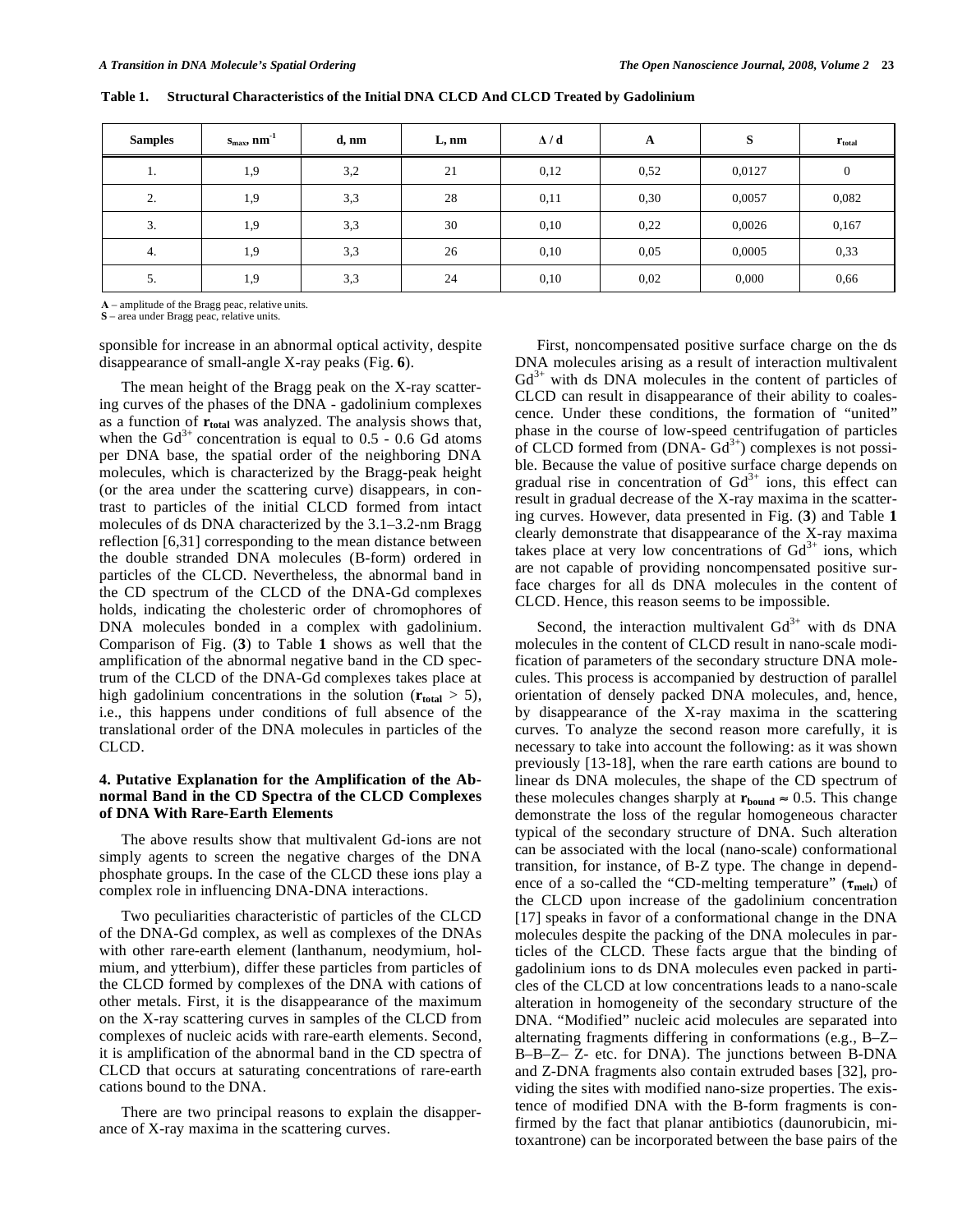**Table 1. Structural Characteristics of the Initial DNA CLCD And CLCD Treated by Gadolinium**

| Samples | $s_{max}$, nm$^{-1}$ | d, nm | L, nm | $\Delta$ / d | A | S | $r_{total}$ |
|---|---|---|---|---|---|---|---|
| 1. | 1,9 | 3,2 | 21 | 0,12 | 0,52 | 0,0127 | 0 |
| 2. | 1,9 | 3,3 | 28 | 0,11 | 0,30 | 0,0057 | 0,082 |
| 3. | 1,9 | 3,3 | 30 | 0,10 | 0,22 | 0,0026 | 0,167 |
| 4. | 1,9 | 3,3 | 26 | 0,10 | 0,05 | 0,0005 | 0,33 |
| 5. | 1,9 | 3,3 | 24 | 0,10 | 0,02 | 0,000 | 0,66 |

**A** – amplitude of the Bragg peac, relative units.
**S** – area under Bragg peac, relative units.

sponsible for increase in an abnormal optical activity, despite disappearance of small-angle X-ray peaks (Fig. **6**).

The mean height of the Bragg peak on the X-ray scattering curves of the phases of the DNA - gadolinium complexes as a function of $\mathbf{r_{total}}$ was analyzed. The analysis shows that, when the $Gd^{3+}$ concentration is equal to 0.5 - 0.6 Gd atoms per DNA base, the spatial order of the neighboring DNA molecules, which is characterized by the Bragg-peak height (or the area under the scattering curve) disappears, in contrast to particles of the initial CLCD formed from intact molecules of ds DNA characterized by the 3.1–3.2-nm Bragg reflection [6,31] corresponding to the mean distance between the double stranded DNA molecules (B-form) ordered in particles of the CLCD. Nevertheless, the abnormal band in the CD spectrum of the CLCD of the DNA-Gd complexes holds, indicating the cholesteric order of chromophores of DNA molecules bonded in a complex with gadolinium. Comparison of Fig. (**3**) to Table **1** shows as well that the amplification of the abnormal negative band in the CD spectrum of the CLCD of the DNA-Gd complexes takes place at high gadolinium concentrations in the solution ($\mathbf{r_{total}}$ > 5), i.e., this happens under conditions of full absence of the translational order of the DNA molecules in particles of the CLCD.

### 4. Putative Explanation for the Amplification of the Abnormal Band in the CD Spectra of the CLCD Complexes of DNA With Rare-Earth Elements

The above results show that multivalent Gd-ions are not simply agents to screen the negative charges of the DNA phosphate groups. In the case of the CLCD these ions play a complex role in influencing DNA-DNA interactions.

Two peculiarities characteristic of particles of the CLCD of the DNA-Gd complex, as well as complexes of the DNAs with other rare-earth element (lanthanum, neodymium, holmium, and ytterbium), differ these particles from particles of the CLCD formed by complexes of the DNA with cations of other metals. First, it is the disappearance of the maximum on the X-ray scattering curves in samples of the CLCD from complexes of nucleic acids with rare-earth elements. Second, it is amplification of the abnormal band in the CD spectra of CLCD that occurs at saturating concentrations of rare-earth cations bound to the DNA.

There are two principal reasons to explain the disappearance of X-ray maxima in the scattering curves.

First, noncompensated positive surface charge on the ds DNA molecules arising as a result of interaction multivalent $Gd^{3+}$ with ds DNA molecules in the content of particles of CLCD can result in disappearance of their ability to coalescence. Under these conditions, the formation of "united" phase in the course of low-speed centrifugation of particles of CLCD formed from (DNA- $Gd^{3+}$) complexes is not possible. Because the value of positive surface charge depends on gradual rise in concentration of $Gd^{3+}$ ions, this effect can result in gradual decrease of the X-ray maxima in the scattering curves. However, data presented in Fig. (**3**) and Table **1** clearly demonstrate that disappearance of the X-ray maxima takes place at very low concentrations of $Gd^{3+}$ ions, which are not capable of providing noncompensated positive surface charges for all ds DNA molecules in the content of CLCD. Hence, this reason seems to be impossible.

Second, the interaction multivalent $Gd^{3+}$ with ds DNA molecules in the content of CLCD result in nano-scale modification of parameters of the secondary structure DNA molecules. This process is accompanied by destruction of parallel orientation of densely packed DNA molecules, and, hence, by disappearance of the X-ray maxima in the scattering curves. To analyze the second reason more carefully, it is necessary to take into account the following: as it was shown previously [13-18], when the rare earth cations are bound to linear ds DNA molecules, the shape of the CD spectrum of these molecules changes sharply at $\mathbf{r_{bound}} \approx 0.5$. This change demonstrate the loss of the regular homogeneous character typical of the secondary structure of DNA. Such alteration can be associated with the local (nano-scale) conformational transition, for instance, of B-Z type. The change in dependence of a so-called the "CD-melting temperature" ($\boldsymbol{\tau_{melt}}$) of the CLCD upon increase of the gadolinium concentration [17] speaks in favor of a conformational change in the DNA molecules despite the packing of the DNA molecules in particles of the CLCD. These facts argue that the binding of gadolinium ions to ds DNA molecules even packed in particles of the CLCD at low concentrations leads to a nano-scale alteration in homogeneity of the secondary structure of the DNA. "Modified" nucleic acid molecules are separated into alternating fragments differing in conformations (e.g., B–Z–B–B–Z– Z- etc. for DNA). The junctions between B-DNA and Z-DNA fragments also contain extruded bases [32], providing the sites with modified nano-size properties. The existence of modified DNA with the B-form fragments is confirmed by the fact that planar antibiotics (daunorubicin, mitoxantrone) can be incorporated between the base pairs of the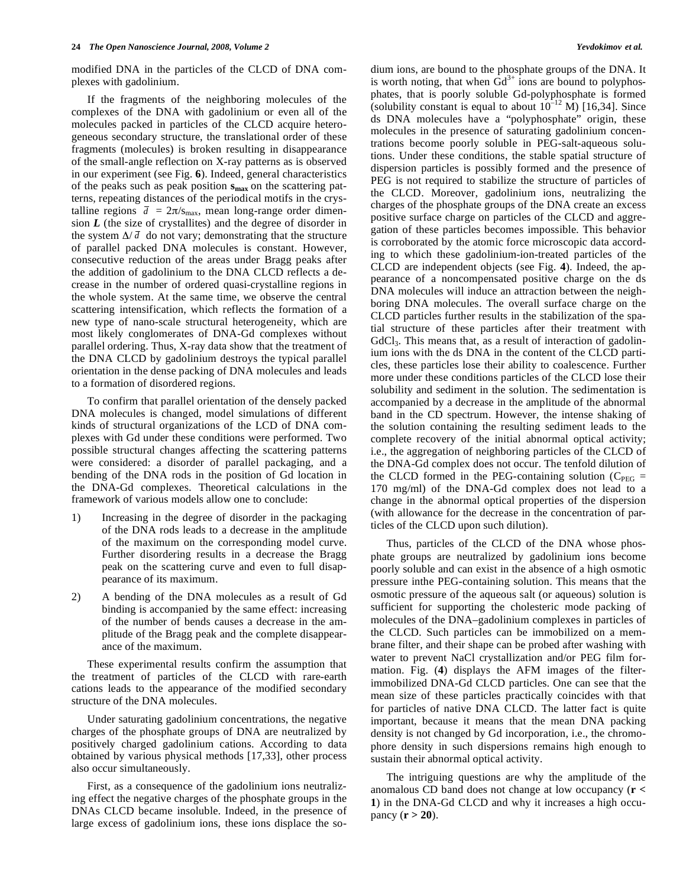modified DNA in the particles of the CLCD of DNA complexes with gadolinium.

If the fragments of the neighboring molecules of the complexes of the DNA with gadolinium or even all of the molecules packed in particles of the CLCD acquire heterogeneous secondary structure, the translational order of these fragments (molecules) is broken resulting in disappearance of the small-angle reflection on X-ray patterns as is observed in our experiment (see Fig. **6**). Indeed, general characteristics of the peaks such as peak position $\mathbf{s_{max}}$ on the scattering patterns, repeating distances of the periodical motifs in the crystalline regions $\bar{d} = 2\pi/s_{max}$, mean long-range order dimension $\boldsymbol{L}$ (the size of crystallites) and the degree of disorder in the system $\Delta/\bar{d}$ do not vary; demonstrating that the structure of parallel packed DNA molecules is constant. However, consecutive reduction of the areas under Bragg peaks after the addition of gadolinium to the DNA CLCD reflects a decrease in the number of ordered quasi-crystalline regions in the whole system. At the same time, we observe the central scattering intensification, which reflects the formation of a new type of nano-scale structural heterogeneity, which are most likely conglomerates of DNA-Gd complexes without parallel ordering. Thus, X-ray data show that the treatment of the DNA CLCD by gadolinium destroys the typical parallel orientation in the dense packing of DNA molecules and leads to a formation of disordered regions.

To confirm that parallel orientation of the densely packed DNA molecules is changed, model simulations of different kinds of structural organizations of the LCD of DNA complexes with Gd under these conditions were performed. Two possible structural changes affecting the scattering patterns were considered: a disorder of parallel packaging, and a bending of the DNA rods in the position of Gd location in the DNA-Gd complexes. Theoretical calculations in the framework of various models allow one to conclude:

1) Increasing in the degree of disorder in the packaging of the DNA rods leads to a decrease in the amplitude of the maximum on the corresponding model curve. Further disordering results in a decrease the Bragg peak on the scattering curve and even to full disappearance of its maximum.

2) A bending of the DNA molecules as a result of Gd binding is accompanied by the same effect: increasing of the number of bends causes a decrease in the amplitude of the Bragg peak and the complete disappearance of the maximum.

These experimental results confirm the assumption that the treatment of particles of the CLCD with rare-earth cations leads to the appearance of the modified secondary structure of the DNA molecules.

Under saturating gadolinium concentrations, the negative charges of the phosphate groups of DNA are neutralized by positively charged gadolinium cations. According to data obtained by various physical methods [17,33], other process also occur simultaneously.

First, as a consequence of the gadolinium ions neutralizing effect the negative charges of the phosphate groups in the DNAs CLCD became insoluble. Indeed, in the presence of large excess of gadolinium ions, these ions displace the sodium ions, are bound to the phosphate groups of the DNA. It is worth noting, that when $Gd^{3+}$ ions are bound to polyphosphates, that is poorly soluble Gd-polyphosphate is formed (solubility constant is equal to about $10^{-12}$ M) [16,34]. Since ds DNA molecules have a "polyphosphate" origin, these molecules in the presence of saturating gadolinium concentrations become poorly soluble in PEG-salt-aqueous solutions. Under these conditions, the stable spatial structure of dispersion particles is possibly formed and the presence of PEG is not required to stabilize the structure of particles of the CLCD. Moreover, gadolinium ions, neutralizing the charges of the phosphate groups of the DNA create an excess positive surface charge on particles of the CLCD and aggregation of these particles becomes impossible. This behavior is corroborated by the atomic force microscopic data according to which these gadolinium-ion-treated particles of the CLCD are independent objects (see Fig. **4**). Indeed, the appearance of a noncompensated positive charge on the ds DNA molecules will induce an attraction between the neighboring DNA molecules. The overall surface charge on the CLCD particles further results in the stabilization of the spatial structure of these particles after their treatment with $GdCl_3$. This means that, as a result of interaction of gadolinium ions with the ds DNA in the content of the CLCD particles, these particles lose their ability to coalescence. Further more under these conditions particles of the CLCD lose their solubility and sediment in the solution. The sedimentation is accompanied by a decrease in the amplitude of the abnormal band in the CD spectrum. However, the intense shaking of the solution containing the resulting sediment leads to the complete recovery of the initial abnormal optical activity; i.e., the aggregation of neighboring particles of the CLCD of the DNA-Gd complex does not occur. The tenfold dilution of the CLCD formed in the PEG-containing solution ($C_{PEG}$ = 170 mg/ml) of the DNA-Gd complex does not lead to a change in the abnormal optical properties of the dispersion (with allowance for the decrease in the concentration of particles of the CLCD upon such dilution).

Thus, particles of the CLCD of the DNA whose phosphate groups are neutralized by gadolinium ions become poorly soluble and can exist in the absence of a high osmotic pressure inthe PEG-containing solution. This means that the osmotic pressure of the aqueous salt (or aqueous) solution is sufficient for supporting the cholesteric mode packing of molecules of the DNA–gadolinium complexes in particles of the CLCD. Such particles can be immobilized on a membrane filter, and their shape can be probed after washing with water to prevent NaCl crystallization and/or PEG film formation. Fig. (**4**) displays the AFM images of the filter-immobilized DNA-Gd CLCD particles. One can see that the mean size of these particles practically coincides with that for particles of native DNA CLCD. The latter fact is quite important, because it means that the mean DNA packing density is not changed by Gd incorporation, i.e., the chromophore density in such dispersions remains high enough to sustain their abnormal optical activity.

The intriguing questions are why the amplitude of the anomalous CD band does not change at low occupancy (**r < 1**) in the DNA-Gd CLCD and why it increases a high occupancy (**r > 20**).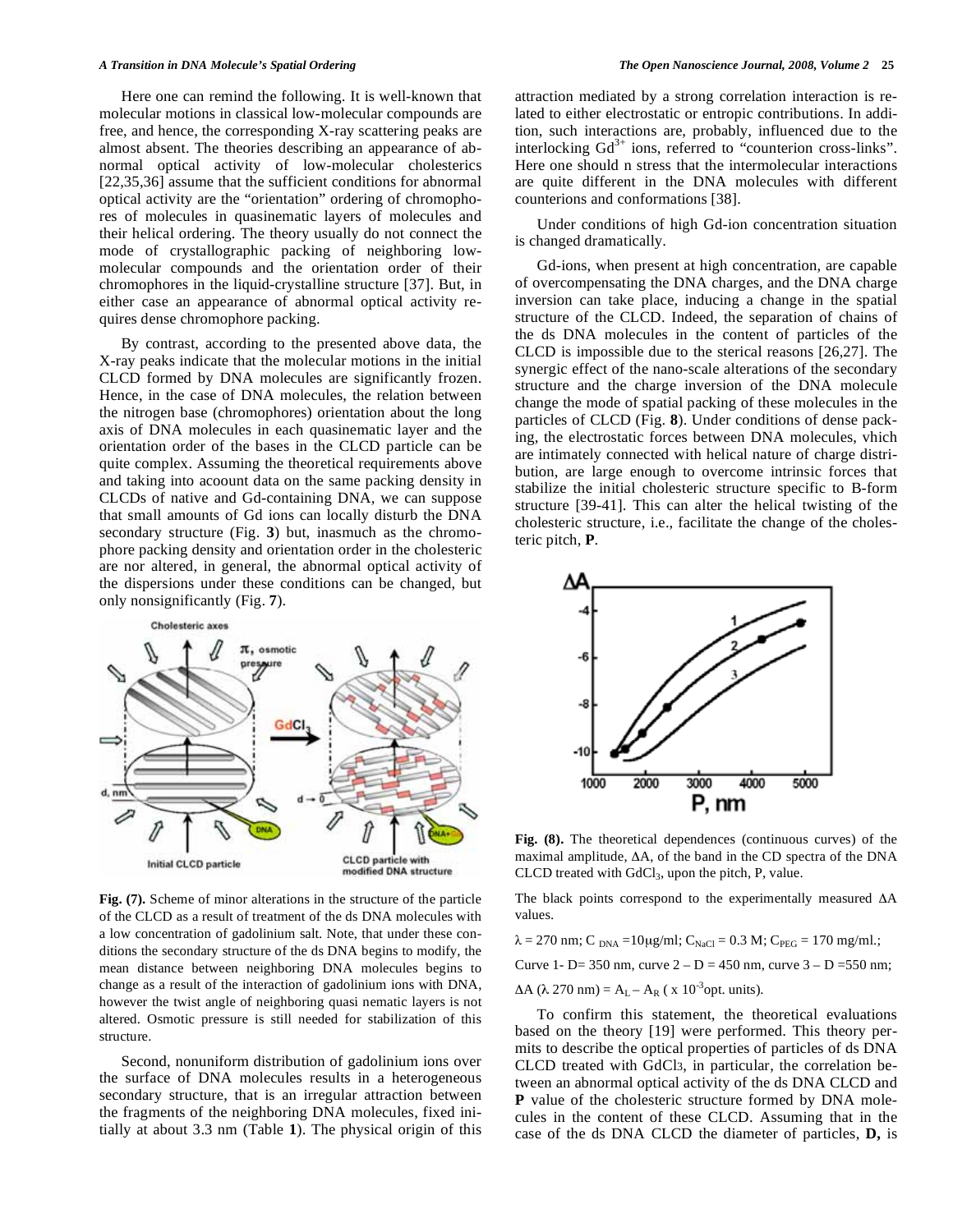Here one can remind the following. It is well-known that molecular motions in classical low-molecular compounds are free, and hence, the corresponding X-ray scattering peaks are almost absent. The theories describing an appearance of abnormal optical activity of low-molecular cholesterics [22,35,36] assume that the sufficient conditions for abnormal optical activity are the "orientation" ordering of chromophores of molecules in quasinematic layers of molecules and their helical ordering. The theory usually do not connect the mode of crystallographic packing of neighboring low-molecular compounds and the orientation order of their chromophores in the liquid-crystalline structure [37]. But, in either case an appearance of abnormal optical activity requires dense chromophore packing.

By contrast, according to the presented above data, the X-ray peaks indicate that the molecular motions in the initial CLCD formed by DNA molecules are significantly frozen. Hence, in the case of DNA molecules, the relation between the nitrogen base (chromophores) orientation about the long axis of DNA molecules in each quasinematic layer and the orientation order of the bases in the CLCD particle can be quite complex. Assuming the theoretical requirements above and taking into acoount data on the same packing density in CLCDs of native and Gd-containing DNA, we can suppose that small amounts of Gd ions can locally disturb the DNA secondary structure (Fig. **3**) but, inasmuch as the chromophore packing density and orientation order in the cholesteric are nor altered, in general, the abnormal optical activity of the dispersions under these conditions can be changed, but only nonsignificantly (Fig. **7**).

**Fig. (7).** Scheme of minor alterations in the structure of the particle of the CLCD as a result of treatment of the ds DNA molecules with a low concentration of gadolinium salt. Note, that under these conditions the secondary structure of the ds DNA begins to modify, the mean distance between neighboring DNA molecules begins to change as a result of the interaction of gadolinium ions with DNA, however the twist angle of neighboring quasi nematic layers is not altered. Osmotic pressure is still needed for stabilization of this structure.

Second, nonuniform distribution of gadolinium ions over the surface of DNA molecules results in a heterogeneous secondary structure, that is an irregular attraction between the fragments of the neighboring DNA molecules, fixed initially at about 3.3 nm (Table **1**). The physical origin of this attraction mediated by a strong correlation interaction is related to either electrostatic or entropic contributions. In addition, such interactions are, probably, influenced due to the interlocking $Gd^{3+}$ ions, referred to "counterion cross-links". Here one should n stress that the intermolecular interactions are quite different in the DNA molecules with different counterions and conformations [38].

Under conditions of high Gd-ion concentration situation is changed dramatically.

Gd-ions, when present at high concentration, are capable of overcompensating the DNA charges, and the DNA charge inversion can take place, inducing a change in the spatial structure of the CLCD. Indeed, the separation of chains of the ds DNA molecules in the content of particles of the CLCD is impossible due to the sterical reasons [26,27]. The synergic effect of the nano-scale alterations of the secondary structure and the charge inversion of the DNA molecule change the mode of spatial packing of these molecules in the particles of CLCD (Fig. **8**). Under conditions of dense packing, the electrostatic forces between DNA molecules, vhich are intimately connected with helical nature of charge distribution, are large enough to overcome intrinsic forces that stabilize the initial cholesteric structure specific to B-form structure [39-41]. This can alter the helical twisting of the cholesteric structure, i.e., facilitate the change of the cholesteric pitch, **P**.

**Fig. (8).** The theoretical dependences (continuous curves) of the maximal amplitude, ΔA, of the band in the CD spectra of the DNA CLCD treated with $GdCl_3$, upon the pitch, P, value.

The black points correspond to the experimentally measured ΔA values.

$\lambda = 270$ nm; $C_{DNA} = 10 \mu g/ml$; $C_{NaCl} = 0.3$ M; $C_{PEG} = 170$ mg/ml.;

Curve 1- D= 350 nm, curve 2 – D = 450 nm, curve 3 – D =550 nm;

$\Delta A$ ($\lambda$ 270 nm) = $A_L - A_R$ ( x $10^{-3}$opt. units).

To confirm this statement, the theoretical evaluations based on the theory [19] were performed. This theory permits to describe the optical properties of particles of ds DNA CLCD treated with $GdCl_3$, in particular, the correlation between an abnormal optical activity of the ds DNA CLCD and **P** value of the cholesteric structure formed by DNA molecules in the content of these CLCD. Assuming that in the case of the ds DNA CLCD the diameter of particles, **D,** is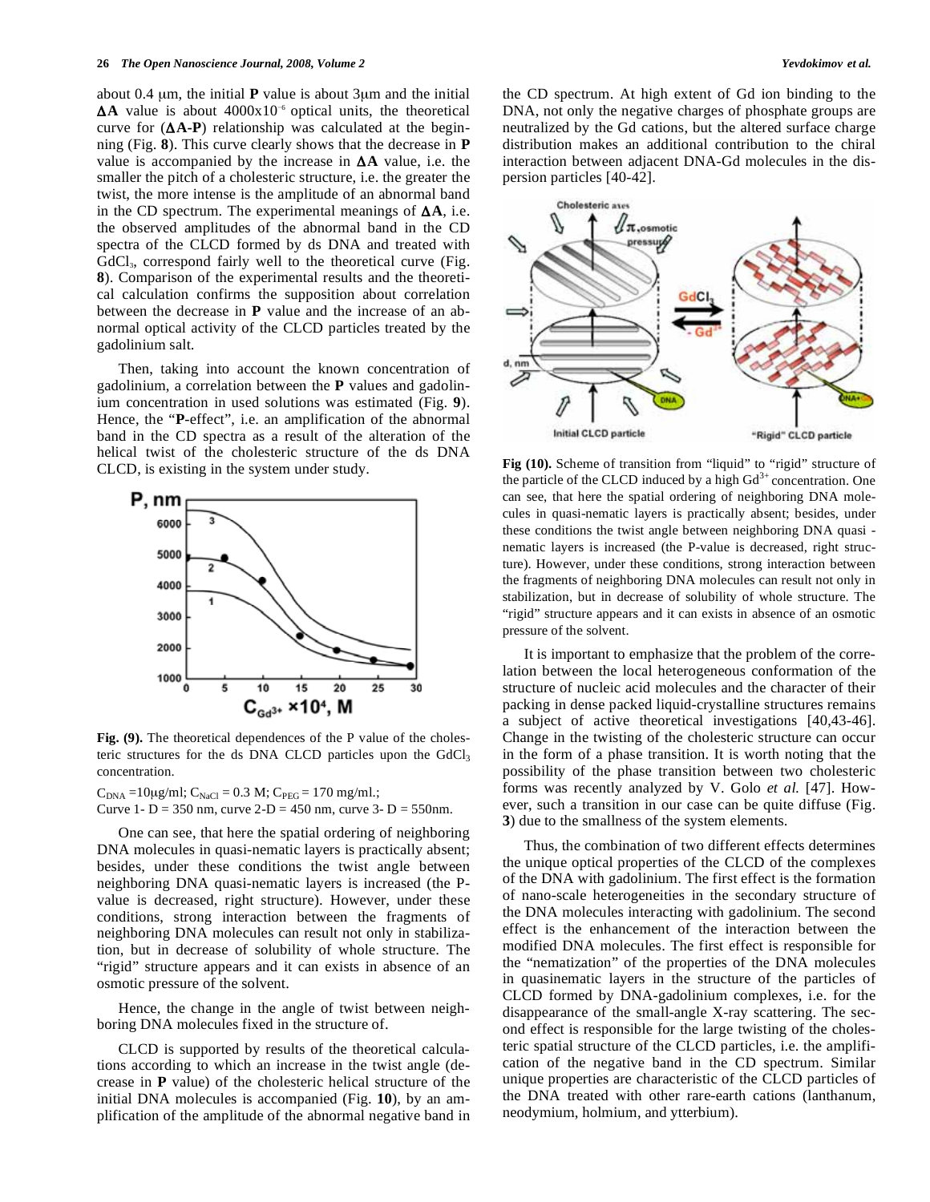about 0.4 μm, the initial **P** value is about 3μm and the initial **ΔA** value is about 4000x10$^{-6}$ optical units, the theoretical curve for (**ΔA-P**) relationship was calculated at the beginning (Fig. **8**). This curve clearly shows that the decrease in **P** value is accompanied by the increase in **ΔA** value, i.e. the smaller the pitch of a cholesteric structure, i.e. the greater the twist, the more intense is the amplitude of an abnormal band in the CD spectrum. The experimental meanings of **ΔA**, i.e. the observed amplitudes of the abnormal band in the CD spectra of the CLCD formed by ds DNA and treated with $GdCl_3$, correspond fairly well to the theoretical curve (Fig. **8**). Comparison of the experimental results and the theoretical calculation confirms the supposition about correlation between the decrease in **P** value and the increase of an abnormal optical activity of the CLCD particles treated by the gadolinium salt.

Then, taking into account the known concentration of gadolinium, a correlation between the **P** values and gadolinium concentration in used solutions was estimated (Fig. **9**). Hence, the "**P**-effect", i.e. an amplification of the abnormal band in the CD spectra as a result of the alteration of the helical twist of the cholesteric structure of the ds DNA CLCD, is existing in the system under study.

**Fig. (9).** The theoretical dependences of the P value of the cholesteric structures for the ds DNA CLCD particles upon the $GdCl_3$ concentration.

$C_{DNA}$ =10μg/ml; $C_{NaCl}$ = 0.3 M; $C_{PEG}$ = 170 mg/ml.;
Curve 1- D = 350 nm, curve 2-D = 450 nm, curve 3- D = 550nm.

One can see, that here the spatial ordering of neighboring DNA molecules in quasi-nematic layers is practically absent; besides, under these conditions the twist angle between neighboring DNA quasi-nematic layers is increased (the P-value is decreased, right structure). However, under these conditions, strong interaction between the fragments of neighboring DNA molecules can result not only in stabilization, but in decrease of solubility of whole structure. The "rigid" structure appears and it can exists in absence of an osmotic pressure of the solvent.

Hence, the change in the angle of twist between neighboring DNA molecules fixed in the structure of.

CLCD is supported by results of the theoretical calculations according to which an increase in the twist angle (decrease in **P** value) of the cholesteric helical structure of the initial DNA molecules is accompanied (Fig. **10**), by an amplification of the amplitude of the abnormal negative band in the CD spectrum. At high extent of Gd ion binding to the DNA, not only the negative charges of phosphate groups are neutralized by the Gd cations, but the altered surface charge distribution makes an additional contribution to the chiral interaction between adjacent DNA-Gd molecules in the dispersion particles [40-42].

**Fig (10).** Scheme of transition from "liquid" to "rigid" structure of the particle of the CLCD induced by a high $Gd^{3+}$ concentration. One can see, that here the spatial ordering of neighboring DNA molecules in quasi-nematic layers is practically absent; besides, under these conditions the twist angle between neighboring DNA quasi - nematic layers is increased (the P-value is decreased, right structure). However, under these conditions, strong interaction between the fragments of neighboring DNA molecules can result not only in stabilization, but in decrease of solubility of whole structure. The "rigid" structure appears and it can exists in absence of an osmotic pressure of the solvent.

It is important to emphasize that the problem of the correlation between the local heterogeneous conformation of the structure of nucleic acid molecules and the character of their packing in dense packed liquid-crystalline structures remains a subject of active theoretical investigations [40,43-46]. Change in the twisting of the cholesteric structure can occur in the form of a phase transition. It is worth noting that the possibility of the phase transition between two cholesteric forms was recently analyzed by V. Golo *et al.* [47]. However, such a transition in our case can be quite diffuse (Fig. **3**) due to the smallness of the system elements.

Thus, the combination of two different effects determines the unique optical properties of the CLCD of the complexes of the DNA with gadolinium. The first effect is the formation of nano-scale heterogeneities in the secondary structure of the DNA molecules interacting with gadolinium. The second effect is the enhancement of the interaction between the modified DNA molecules. The first effect is responsible for the "nematization" of the properties of the DNA molecules in quasinematic layers in the structure of the particles of CLCD formed by DNA-gadolinium complexes, i.e. for the disappearance of the small-angle X-ray scattering. The second effect is responsible for the large twisting of the cholesteric spatial structure of the CLCD particles, i.e. the amplification of the negative band in the CD spectrum. Similar unique properties are characteristic of the CLCD particles of the DNA treated with other rare-earth cations (lanthanum, neodymium, holmium, and ytterbium).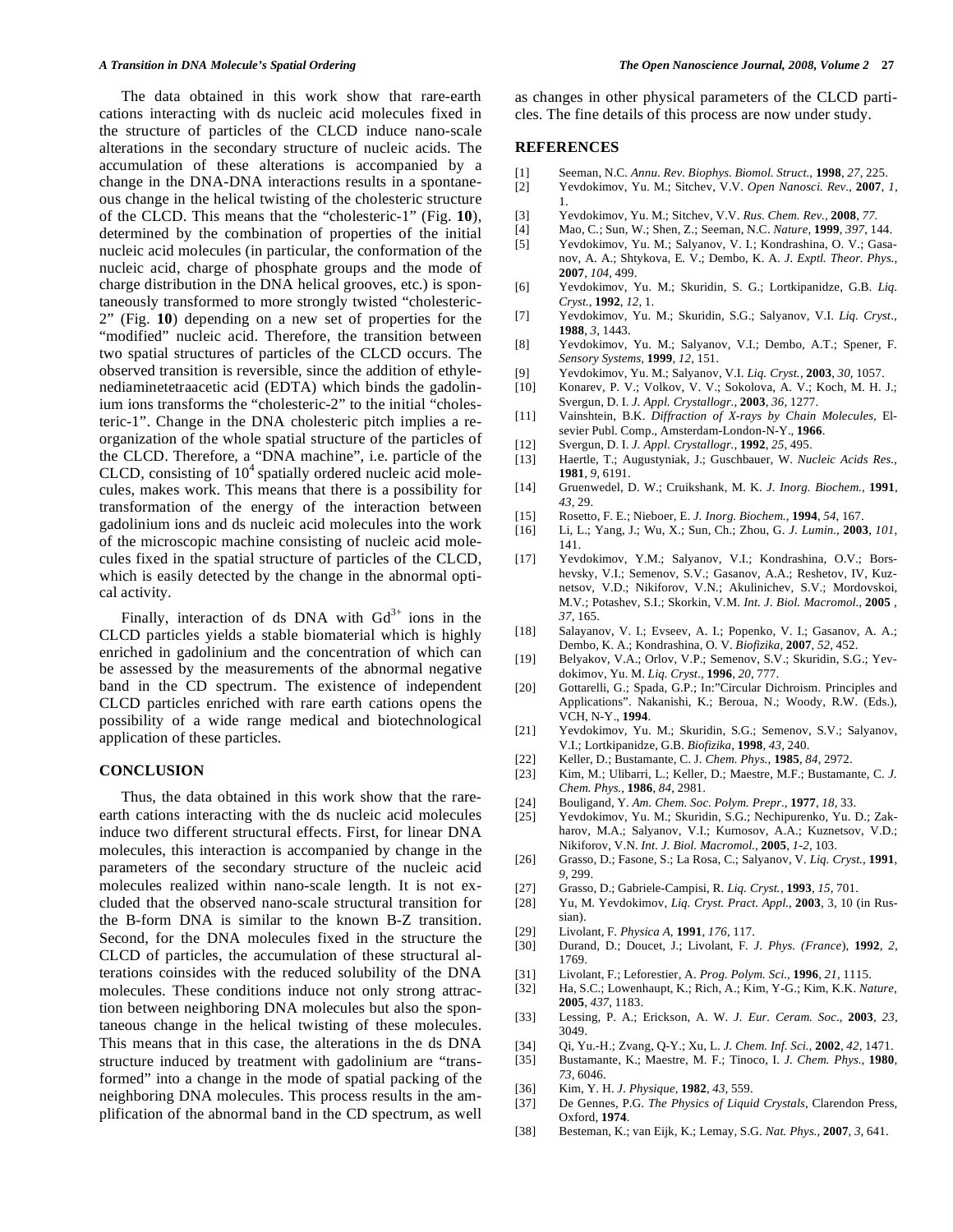The data obtained in this work show that rare-earth cations interacting with ds nucleic acid molecules fixed in the structure of particles of the CLCD induce nano-scale alterations in the secondary structure of nucleic acids. The accumulation of these alterations is accompanied by a change in the DNA-DNA interactions results in a spontaneous change in the helical twisting of the cholesteric structure of the CLCD. This means that the "cholesteric-1" (Fig. **10**), determined by the combination of properties of the initial nucleic acid molecules (in particular, the conformation of the nucleic acid, charge of phosphate groups and the mode of charge distribution in the DNA helical grooves, etc.) is spontaneously transformed to more strongly twisted "cholesteric-2" (Fig. **10**) depending on a new set of properties for the "modified" nucleic acid. Therefore, the transition between two spatial structures of particles of the CLCD occurs. The observed transition is reversible, since the addition of ethylenediaminetetraacetic acid (EDTA) which binds the gadolinium ions transforms the "cholesteric-2" to the initial "cholesteric-1". Change in the DNA cholesteric pitch implies a reorganization of the whole spatial structure of the particles of the CLCD. Therefore, a "DNA machine", i.e. particle of the CLCD, consisting of $10^4$ spatially ordered nucleic acid molecules, makes work. This means that there is a possibility for transformation of the energy of the interaction between gadolinium ions and ds nucleic acid molecules into the work of the microscopic machine consisting of nucleic acid molecules fixed in the spatial structure of particles of the CLCD, which is easily detected by the change in the abnormal optical activity.

Finally, interaction of ds DNA with $Gd^{3+}$ ions in the CLCD particles yields a stable biomaterial which is highly enriched in gadolinium and the concentration of which can be assessed by the measurements of the abnormal negative band in the CD spectrum. The existence of independent CLCD particles enriched with rare earth cations opens the possibility of a wide range medical and biotechnological application of these particles.

## CONCLUSION

Thus, the data obtained in this work show that the rare-earth cations interacting with the ds nucleic acid molecules induce two different structural effects. First, for linear DNA molecules, this interaction is accompanied by change in the parameters of the secondary structure of the nucleic acid molecules realized within nano-scale length. It is not excluded that the observed nano-scale structural transition for the B-form DNA is similar to the known B-Z transition. Second, for the DNA molecules fixed in the structure the CLCD of particles, the accumulation of these structural alterations coinsides with the reduced solubility of the DNA molecules. These conditions induce not only strong attraction between neighboring DNA molecules but also the spontaneous change in the helical twisting of these molecules. This means that in this case, the alterations in the ds DNA structure induced by treatment with gadolinium are "transformed" into a change in the mode of spatial packing of the neighboring DNA molecules. This process results in the amplification of the abnormal band in the CD spectrum, as well as changes in other physical parameters of the CLCD particles. The fine details of this process are now under study.

## REFERENCES

[1] Seeman, N.C. *Annu. Rev. Biophys. Biomol. Struct.*, **1998**, *27*, 225.

[2] Yevdokimov, Yu. M.; Sitchev, V.V. *Open Nanosci. Rev.*, **2007**, *1*, 1.

[3] Yevdokimov, Yu. M.; Sitchev, V.V. *Rus. Chem. Rev.*, **2008**, *77.*

[4] Mao, C.; Sun, W.; Shen, Z.; Seeman, N.C. *Nature*, **1999**, *397*, 144.

[5] Yevdokimov, Yu. M.; Salyanov, V. I.; Kondrashina, O. V.; Gasanov, A. A.; Shtykova, E. V.; Dembo, K. A. *J. Exptl. Theor. Phys.*, **2007**, *104*, 499.

[6] Yevdokimov, Yu. M.; Skuridin, S. G.; Lortkipanidze, G.B. *Liq. Cryst.*, **1992**, *12*, 1.

[7] Yevdokimov, Yu. M.; Skuridin, S.G.; Salyanov, V.I. *Liq. Cryst*., **1988**, *3*, 1443.

[8] Yevdokimov, Yu. M.; Salyanov, V.I.; Dembo, A.T.; Spener, F. *Sensory Systems*, **1999**, *12*, 151.

[9] Yevdokimov, Yu. M.; Salyanov, V.I. *Liq. Cryst.*, **2003**, *30*, 1057.

[10] Konarev, P. V.; Volkov, V. V.; Sokolova, A. V.; Koch, M. H. J.; Svergun, D. I. *J. Appl. Crystallogr.*, **2003**, *36*, 1277.

[11] Vainshtein, B.K. *Diffraction of X-rays by Chain Molecules*, Elsevier Publ. Comp., Amsterdam-London-N-Y., **1966**.

[12] Svergun, D. I. *J. Appl. Crystallogr.*, **1992**, *25*, 495.

[13] Haertle, T.; Augustyniak, J.; Guschbauer, W. *Nucleic Acids Res.*, **1981**, *9*, 6191.

[14] Gruenwedel, D. W.; Cruikshank, M. K. *J. Inorg. Biochem.*, **1991**, *43*, 29.

[15] Rosetto, F. E.; Nieboer, E. *J. Inorg. Biochem.*, **1994**, *54*, 167.

[16] Li, L.; Yang, J.; Wu, X.; Sun, Ch.; Zhou, G. *J. Lumin.*, **2003**, *101*, 141.

[17] Yevdokimov, Y.M.; Salyanov, V.I.; Kondrashina, O.V.; Borshevsky, V.I.; Semenov, S.V.; Gasanov, A.A.; Reshetov, IV, Kuznetsov, V.D.; Nikiforov, V.N.; Akulinichev, S.V.; Mordovskoi, M.V.; Potashev, S.I.; Skorkin, V.M. *Int. J. Biol. Macromol.*, **2005** , *37*, 165.

[18] Salayanov, V. I.; Evseev, A. I.; Popenko, V. I.; Gasanov, A. A.; Dembo, K. A.; Kondrashina, O. V. *Biofizika*, **2007**, *52*, 452.

[19] Belyakov, V.A.; Orlov, V.P.; Semenov, S.V.; Skuridin, S.G.; Yevdokimov, Yu. M. *Liq. Cryst*., **1996**, *20*, 777.

[20] Gottarelli, G.; Spada, G.P.; In:"Circular Dichroism. Principles and Applications". Nakanishi, K.; Beroua, N.; Woody, R.W. (Eds.), VCH, N-Y., **1994**.

[21] Yevdokimov, Yu. M.; Skuridin, S.G.; Semenov, S.V.; Salyanov, V.I.; Lortkipanidze, G.B. *Biofizika*, **1998**, *43*, 240.

[22] Keller, D.; Bustamante, C. *J. Chem. Phys.*, **1985**, *84*, 2972.

[23] Kim, M.; Ulibarri, L.; Keller, D.; Maestre, M.F.; Bustamante, C. *J. Chem. Phys.*, **1986**, *84*, 2981.

[24] Bouligand, Y. *Am. Chem. Soc. Polym. Prepr.*, **1977**, *18*, 33.

[25] Yevdokimov, Yu. M.; Skuridin, S.G.; Nechipurenko, Yu. D.; Zakharov, M.A.; Salyanov, V.I.; Kurnosov, A.A.; Kuznetsov, V.D.; Nikiforov, V.N. *Int. J. Biol. Macromol.*, **2005**, *1-2*, 103.

[26] Grasso, D.; Fasone, S.; La Rosa, C.; Salyanov, V. *Liq. Cryst.*, **1991**, *9*, 299.

[27] Grasso, D.; Gabriele-Campisi, R. *Liq. Cryst.*, **1993**, *15*, 701.

[28] Yu, M. Yevdokimov, *Liq. Cryst. Pract. Appl.*, **2003**, 3, 10 (in Russian).

[29] Livolant, F. *Physica A*, **1991**, *176*, 117.

[30] Durand, D.; Doucet, J.; Livolant, F. *J. Phys. (France*), **1992**, *2*, 1769.

[31] Livolant, F.; Leforestier, A. *Prog. Polym. Sci.*, **1996**, *21*, 1115.

[32] Ha, S.C.; Lowenhaupt, K.; Rich, A.; Kim, Y-G.; Kim, K.K. *Nature*, **2005**, *437*, 1183.

[33] Lessing, P. A.; Erickson, A. W. *J. Eur. Ceram. Soc*., **2003**, *23*, 3049.

[34] Qi, Yu.-H.; Zvang, Q-Y.; Xu, L. *J. Chem. Inf. Sci.*, **2002**, *42*, 1471.

[35] Bustamante, K.; Maestre, M. F.; Tinoco, I. *J. Chem. Phys.*, **1980**, *73*, 6046.

[36] Kim, Y. H. *J. Physique*, **1982**, *43*, 559.

[37] De Gennes, P.G. *The Physics of Liquid Crystals*, Clarendon Press, Oxford, **1974**.

[38] Besteman, K.; van Eijk, K.; Lemay, S.G. *Nat. Phys.*, **2007**, *3*, 641.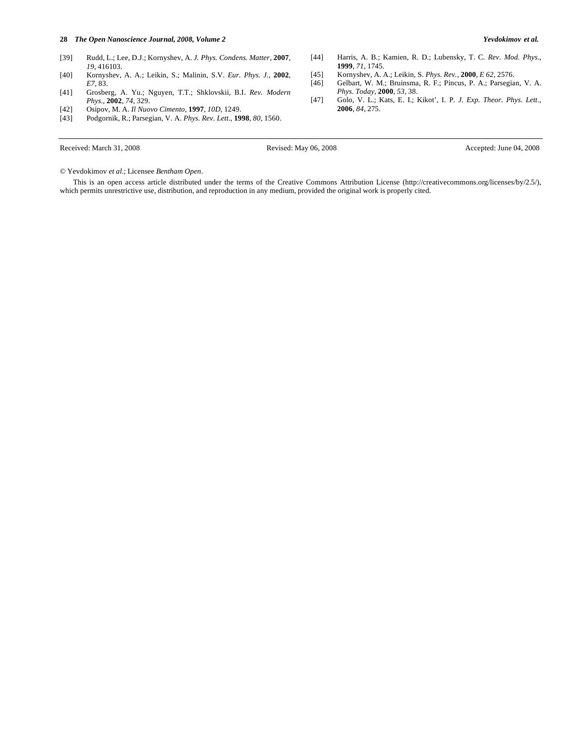[39] Rudd, L.; Lee, D.J.; Kornyshev, A. *J. Phys. Condens. Matter*, **2007**, *19*, 416103.

[40] Kornyshev, A. A.; Leikin, S.; Malinin, S.V. *Eur. Phys. J.*, **2002**, *E7*, 83.

[41] Grosberg, A. Yu.; Nguyen, T.T.; Shklovskii, B.I. *Rev. Modern Phys.*, **2002**, *74*, 329.

[42] Osipov, M. A. *Il Nuovo Cimento*, **1997**, *10D*, 1249.

[43] Podgornik, R.; Parsegian, V. A. *Phys. Rev. Lett.*, **1998**, *80*, 1560.

[44] Harris, A. B.; Kamien, R. D.; Lubensky, T. C. *Rev. Mod. Phys.*, **1999**, *71*, 1745.

[45] Kornyshev, A. A.; Leikin, S. *Phys. Rev.*, **2000**, *E 62*, 2576.

[46] Gelbart, W. M.; Bruinsma, R. F.; Pincus, P. A.; Parsegian, V. A. *Phys. Today*, **2000**, *53*, 38.

[47] Golo, V. L.; Kats, E. I.; Kikot', I. P. *J. Exp. Theor. Phys. Lett.*, **2006**, *84*, 275.

---

Received: March 31, 2008 Revised: May 06, 2008 Accepted: June 04, 2008

© Yevdokimov *et al.*; Licensee *Bentham Open*.

This is an open access article distributed under the terms of the Creative Commons Attribution License (http://creativecommons.org/licenses/by/2.5/), which permits unrestrictive use, distribution, and reproduction in any medium, provided the original work is properly cited.